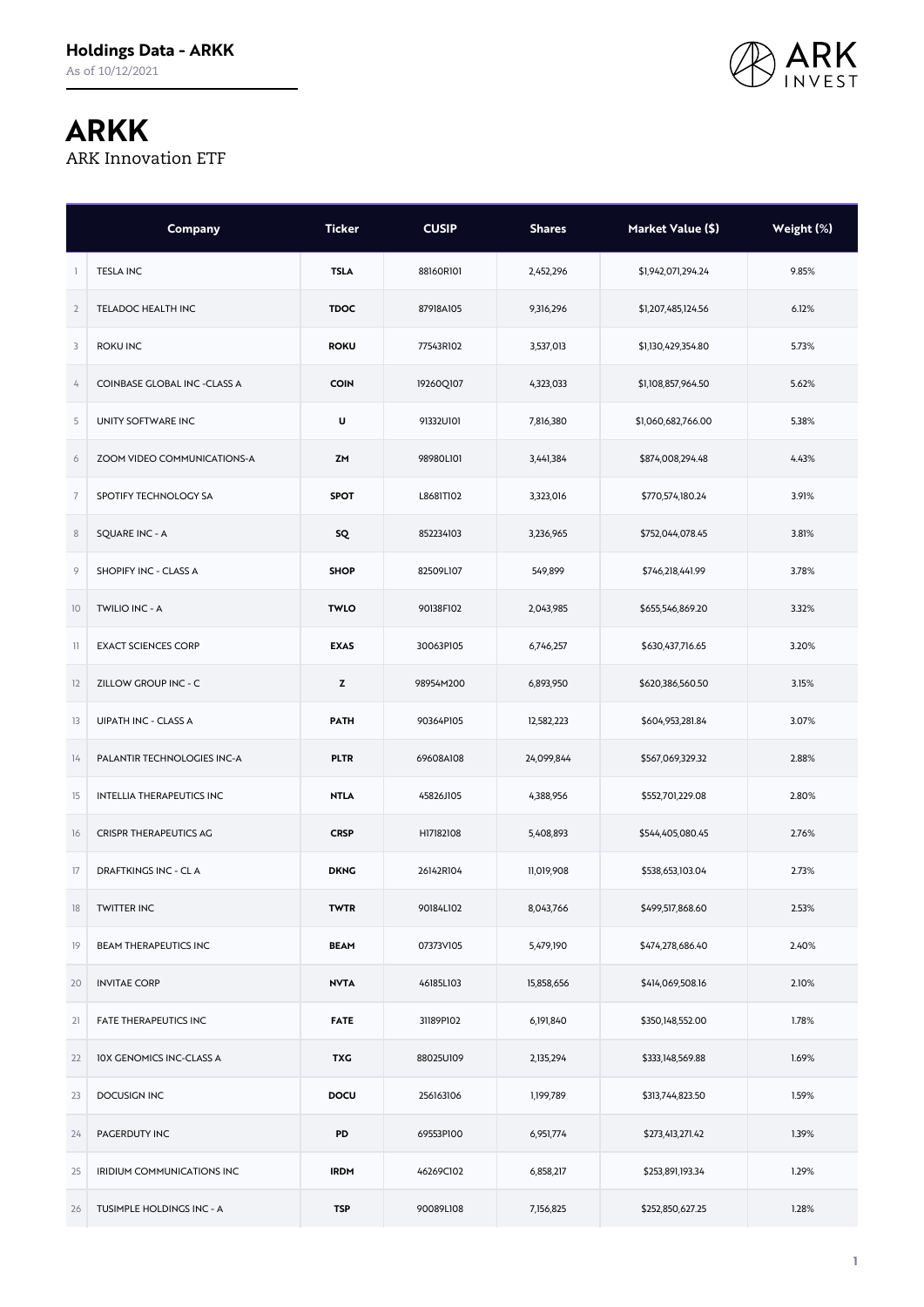## Holdings Data - ARKK

As of 10/12/2021

# ARKK

ARK Innovation ETF

| | Company | Ticker | CUSIP | Shares | Market Value ($) | Weight (%) |
|---|---|---|---|---|---|---|
| 1 | TESLA INC | TSLA | 88160R101 | 2,452,296 | $1,942,071,294.24 | 9.85% |
| 2 | TELADOC HEALTH INC | TDOC | 87918A105 | 9,316,296 | $1,207,485,124.56 | 6.12% |
| 3 | ROKU INC | ROKU | 77543R102 | 3,537,013 | $1,130,429,354.80 | 5.73% |
| 4 | COINBASE GLOBAL INC -CLASS A | COIN | 19260Q107 | 4,323,033 | $1,108,857,964.50 | 5.62% |
| 5 | UNITY SOFTWARE INC | U | 91332U101 | 7,816,380 | $1,060,682,766.00 | 5.38% |
| 6 | ZOOM VIDEO COMMUNICATIONS-A | ZM | 98980L101 | 3,441,384 | $874,008,294.48 | 4.43% |
| 7 | SPOTIFY TECHNOLOGY SA | SPOT | L8681T102 | 3,323,016 | $770,574,180.24 | 3.91% |
| 8 | SQUARE INC - A | SQ | 852234103 | 3,236,965 | $752,044,078.45 | 3.81% |
| 9 | SHOPIFY INC - CLASS A | SHOP | 82509L107 | 549,899 | $746,218,441.99 | 3.78% |
| 10 | TWILIO INC - A | TWLO | 90138F102 | 2,043,985 | $655,546,869.20 | 3.32% |
| 11 | EXACT SCIENCES CORP | EXAS | 30063P105 | 6,746,257 | $630,437,716.65 | 3.20% |
| 12 | ZILLOW GROUP INC - C | Z | 98954M200 | 6,893,950 | $620,386,560.50 | 3.15% |
| 13 | UIPATH INC - CLASS A | PATH | 90364P105 | 12,582,223 | $604,953,281.84 | 3.07% |
| 14 | PALANTIR TECHNOLOGIES INC-A | PLTR | 69608A108 | 24,099,844 | $567,069,329.32 | 2.88% |
| 15 | INTELLIA THERAPEUTICS INC | NTLA | 45826J105 | 4,388,956 | $552,701,229.08 | 2.80% |
| 16 | CRISPR THERAPEUTICS AG | CRSP | H17182108 | 5,408,893 | $544,405,080.45 | 2.76% |
| 17 | DRAFTKINGS INC - CL A | DKNG | 26142R104 | 11,019,908 | $538,653,103.04 | 2.73% |
| 18 | TWITTER INC | TWTR | 90184L102 | 8,043,766 | $499,517,868.60 | 2.53% |
| 19 | BEAM THERAPEUTICS INC | BEAM | 07373V105 | 5,479,190 | $474,278,686.40 | 2.40% |
| 20 | INVITAE CORP | NVTA | 46185L103 | 15,858,656 | $414,069,508.16 | 2.10% |
| 21 | FATE THERAPEUTICS INC | FATE | 31189P102 | 6,191,840 | $350,148,552.00 | 1.78% |
| 22 | 10X GENOMICS INC-CLASS A | TXG | 88025U109 | 2,135,294 | $333,148,569.88 | 1.69% |
| 23 | DOCUSIGN INC | DOCU | 256163106 | 1,199,789 | $313,744,823.50 | 1.59% |
| 24 | PAGERDUTY INC | PD | 69553P100 | 6,951,774 | $273,413,271.42 | 1.39% |
| 25 | IRIDIUM COMMUNICATIONS INC | IRDM | 46269C102 | 6,858,217 | $253,891,193.34 | 1.29% |
| 26 | TUSIMPLE HOLDINGS INC - A | TSP | 90089L108 | 7,156,825 | $252,850,627.25 | 1.28% |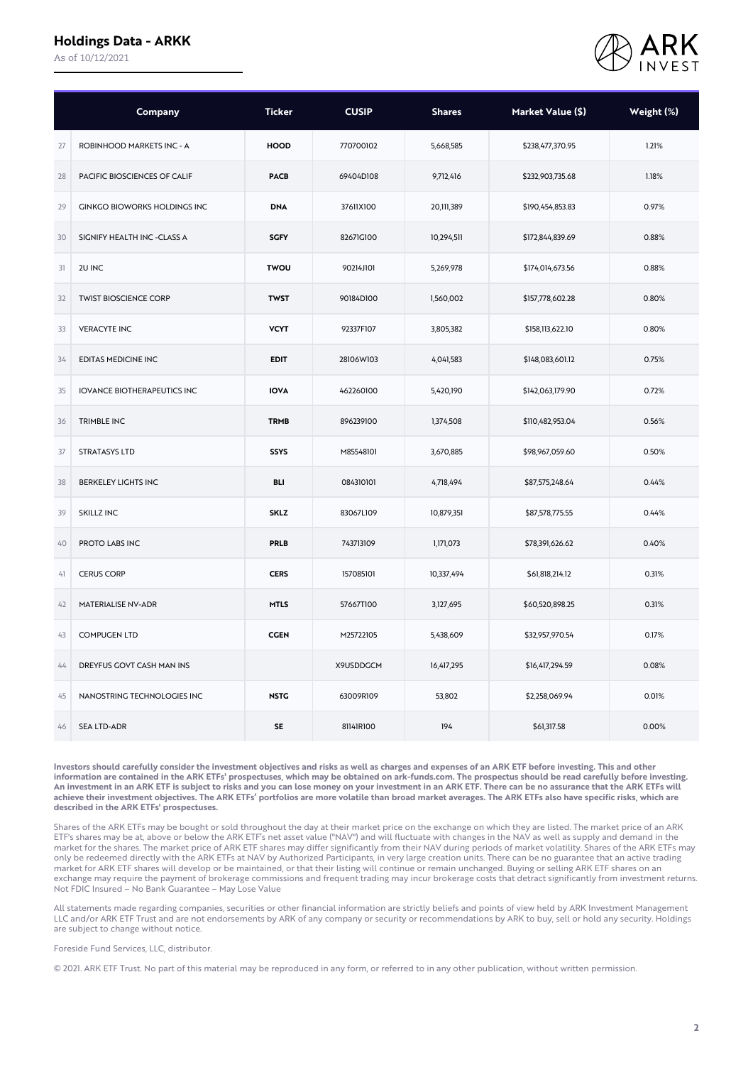## Holdings Data - ARKK

As of 10/12/2021

| | Company | Ticker | CUSIP | Shares | Market Value ($) | Weight (%) |
|---|---|---|---|---|---|---|
| 27 | ROBINHOOD MARKETS INC - A | HOOD | 770700102 | 5,668,585 | $238,477,370.95 | 1.21% |
| 28 | PACIFIC BIOSCIENCES OF CALIF | PACB | 69404D108 | 9,712,416 | $232,903,735.68 | 1.18% |
| 29 | GINKGO BIOWORKS HOLDINGS INC | DNA | 37611X100 | 20,111,389 | $190,454,853.83 | 0.97% |
| 30 | SIGNIFY HEALTH INC -CLASS A | SGFY | 82671G100 | 10,294,511 | $172,844,839.69 | 0.88% |
| 31 | 2U INC | TWOU | 90214J101 | 5,269,978 | $174,014,673.56 | 0.88% |
| 32 | TWIST BIOSCIENCE CORP | TWST | 90184D100 | 1,560,002 | $157,778,602.28 | 0.80% |
| 33 | VERACYTE INC | VCYT | 92337F107 | 3,805,382 | $158,113,622.10 | 0.80% |
| 34 | EDITAS MEDICINE INC | EDIT | 28106W103 | 4,041,583 | $148,083,601.12 | 0.75% |
| 35 | IOVANCE BIOTHERAPEUTICS INC | IOVA | 462260100 | 5,420,190 | $142,063,179.90 | 0.72% |
| 36 | TRIMBLE INC | TRMB | 896239100 | 1,374,508 | $110,482,953.04 | 0.56% |
| 37 | STRATASYS LTD | SSYS | M85548101 | 3,670,885 | $98,967,059.60 | 0.50% |
| 38 | BERKELEY LIGHTS INC | BLI | 084310101 | 4,718,494 | $87,575,248.64 | 0.44% |
| 39 | SKILLZ INC | SKLZ | 83067L109 | 10,879,351 | $87,578,775.55 | 0.44% |
| 40 | PROTO LABS INC | PRLB | 743713109 | 1,171,073 | $78,391,626.62 | 0.40% |
| 41 | CERUS CORP | CERS | 157085101 | 10,337,494 | $61,818,214.12 | 0.31% |
| 42 | MATERIALISE NV-ADR | MTLS | 57667T100 | 3,127,695 | $60,520,898.25 | 0.31% |
| 43 | COMPUGEN LTD | CGEN | M25722105 | 5,438,609 | $32,957,970.54 | 0.17% |
| 44 | DREYFUS GOVT CASH MAN INS | | X9USDDGCM | 16,417,295 | $16,417,294.59 | 0.08% |
| 45 | NANOSTRING TECHNOLOGIES INC | NSTG | 63009R109 | 53,802 | $2,258,069.94 | 0.01% |
| 46 | SEA LTD-ADR | SE | 81141R100 | 194 | $61,317.58 | 0.00% |

**Investors should carefully consider the investment objectives and risks as well as charges and expenses of an ARK ETF before investing. This and other information are contained in the ARK ETFs' prospectuses, which may be obtained on ark-funds.com. The prospectus should be read carefully before investing. An investment in an ARK ETF is subject to risks and you can lose money on your investment in an ARK ETF. There can be no assurance that the ARK ETFs will achieve their investment objectives. The ARK ETFs' portfolios are more volatile than broad market averages. The ARK ETFs also have specific risks, which are described in the ARK ETFs' prospectuses.**

Shares of the ARK ETFs may be bought or sold throughout the day at their market price on the exchange on which they are listed. The market price of an ARK ETF's shares may be at, above or below the ARK ETF's net asset value ("NAV") and will fluctuate with changes in the NAV as well as supply and demand in the market for the shares. The market price of ARK ETF shares may differ significantly from their NAV during periods of market volatility. Shares of the ARK ETFs may only be redeemed directly with the ARK ETFs at NAV by Authorized Participants, in very large creation units. There can be no guarantee that an active trading market for ARK ETF shares will develop or be maintained, or that their listing will continue or remain unchanged. Buying or selling ARK ETF shares on an exchange may require the payment of brokerage commissions and frequent trading may incur brokerage costs that detract significantly from investment returns. Not FDIC Insured – No Bank Guarantee – May Lose Value

All statements made regarding companies, securities or other financial information are strictly beliefs and points of view held by ARK Investment Management LLC and/or ARK ETF Trust and are not endorsements by ARK of any company or security or recommendations by ARK to buy, sell or hold any security. Holdings are subject to change without notice.

Foreside Fund Services, LLC, distributor.

© 2021. ARK ETF Trust. No part of this material may be reproduced in any form, or referred to in any other publication, without written permission.